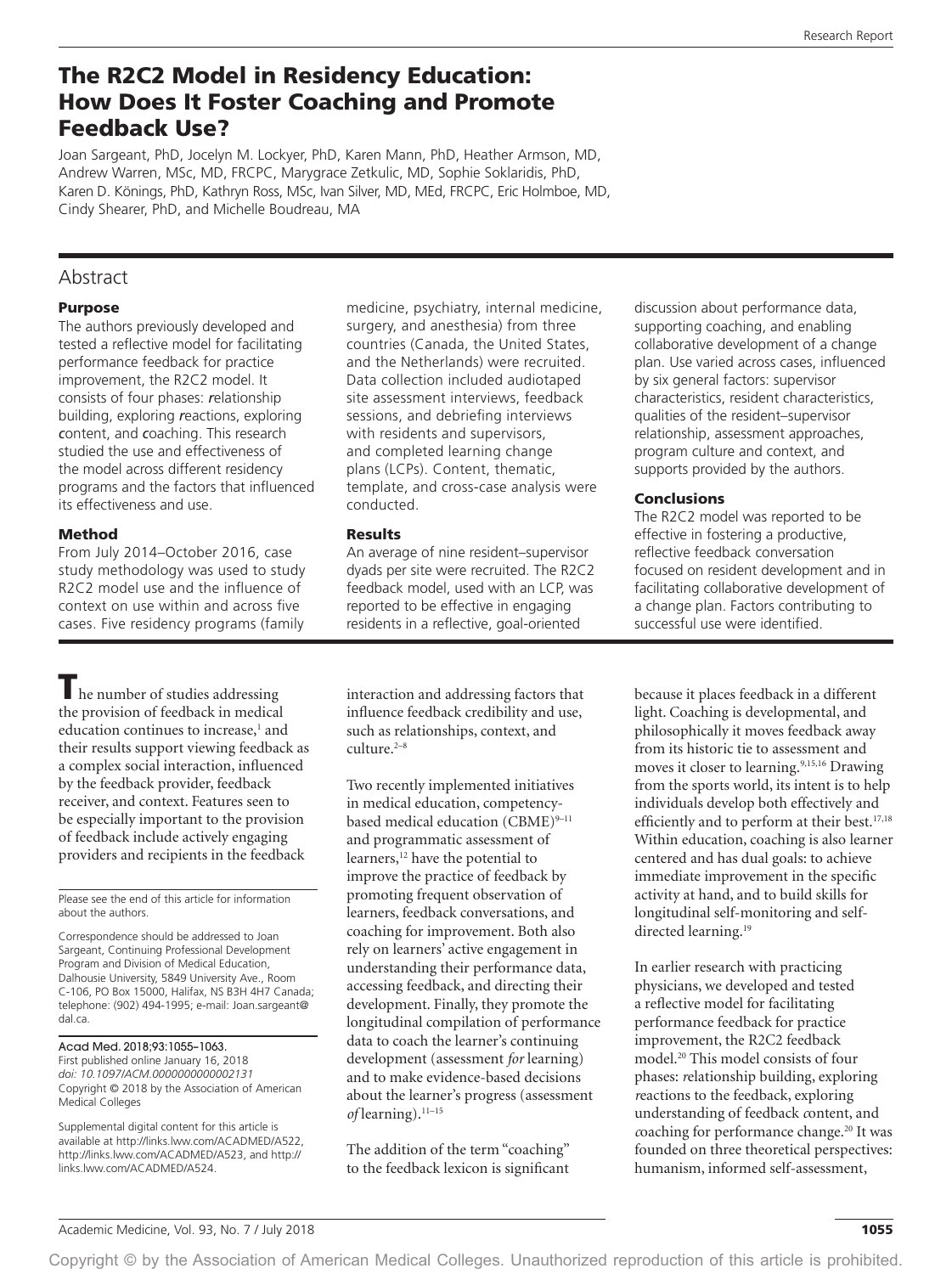# The R2C2 Model in Residency Education: How Does It Foster Coaching and Promote Feedback Use?

Joan Sargeant, PhD, Jocelyn M. Lockyer, PhD, Karen Mann, PhD, Heather Armson, MD, Andrew Warren, MSc, MD, FRCPC, Marygrace Zetkulic, MD, Sophie Soklaridis, PhD, Karen D. Könings, PhD, Kathryn Ross, MSc, Ivan Silver, MD, MEd, FRCPC, Eric Holmboe, MD, Cindy Shearer, PhD, and Michelle Boudreau, MA

## Abstract

### Purpose

The authors previously developed and tested a reflective model for facilitating performance feedback for practice improvement, the R2C2 model. It consists of four phases: *r*elationship building, exploring *r*eactions, exploring *c*ontent, and *c*oaching. This research studied the use and effectiveness of the model across different residency programs and the factors that influenced its effectiveness and use.

### Method

From July 2014–October 2016, case study methodology was used to study R2C2 model use and the influence of context on use within and across five cases. Five residency programs (family medicine, psychiatry, internal medicine, surgery, and anesthesia) from three countries (Canada, the United States, and the Netherlands) were recruited. Data collection included audiotaped site assessment interviews, feedback sessions, and debriefing interviews with residents and supervisors, and completed learning change plans (LCPs). Content, thematic, template, and cross-case analysis were conducted.

### Results

An average of nine resident–supervisor dyads per site were recruited. The R2C2 feedback model, used with an LCP, was reported to be effective in engaging residents in a reflective, goal-oriented discussion about performance data, supporting coaching, and enabling collaborative development of a change plan. Use varied across cases, influenced by six general factors: supervisor characteristics, resident characteristics, qualities of the resident–supervisor relationship, assessment approaches, program culture and context, and supports provided by the authors.

### Conclusions

The R2C2 model was reported to be effective in fostering a productive, reflective feedback conversation focused on resident development and in facilitating collaborative development of a change plan. Factors contributing to successful use were identified.

---

The number of studies addressing the provision of feedback in medical education continues to increase,[1] and their results support viewing feedback as a complex social interaction, influenced by the feedback provider, feedback receiver, and context. Features seen to be especially important to the provision of feedback include actively engaging providers and recipients in the feedback interaction and addressing factors that influence feedback credibility and use, such as relationships, context, and culture.[2–8]

Two recently implemented initiatives in medical education, competency-based medical education (CBME)[9–11] and programmatic assessment of learners,[12] have the potential to improve the practice of feedback by promoting frequent observation of learners, feedback conversations, and coaching for improvement. Both also rely on learners' active engagement in understanding their performance data, accessing feedback, and directing their development. Finally, they promote the longitudinal compilation of performance data to coach the learner's continuing development (assessment *for* learning) and to make evidence-based decisions about the learner's progress (assessment *of* learning).[11–15]

The addition of the term "coaching" to the feedback lexicon is significant because it places feedback in a different light. Coaching is developmental, and philosophically it moves feedback away from its historic tie to assessment and moves it closer to learning.[9,15,16] Drawing from the sports world, its intent is to help individuals develop both effectively and efficiently and to perform at their best.[17,18] Within education, coaching is also learner centered and has dual goals: to achieve immediate improvement in the specific activity at hand, and to build skills for longitudinal self-monitoring and self-directed learning.[19]

In earlier research with practicing physicians, we developed and tested a reflective model for facilitating performance feedback for practice improvement, the R2C2 feedback model.[20] This model consists of four phases: *r*elationship building, exploring *r*eactions to the feedback, exploring understanding of feedback *c*ontent, and *c*oaching for performance change.[20] It was founded on three theoretical perspectives: humanism, informed self-assessment,

---

Please see the end of this article for information about the authors.

Correspondence should be addressed to Joan Sargeant, Continuing Professional Development Program and Division of Medical Education, Dalhousie University, 5849 University Ave., Room C-106, PO Box 15000, Halifax, NS B3H 4H7 Canada; telephone: (902) 494-1995; e-mail: Joan.sargeant@dal.ca.

Acad Med. 2018;93:1055–1063.
First published online January 16, 2018
*doi: 10.1097/ACM.0000000000002131*
Copyright © 2018 by the Association of American Medical Colleges

Supplemental digital content for this article is available at http://links.lww.com/ACADMED/A522, http://links.lww.com/ACADMED/A523, and http://links.lww.com/ACADMED/A524.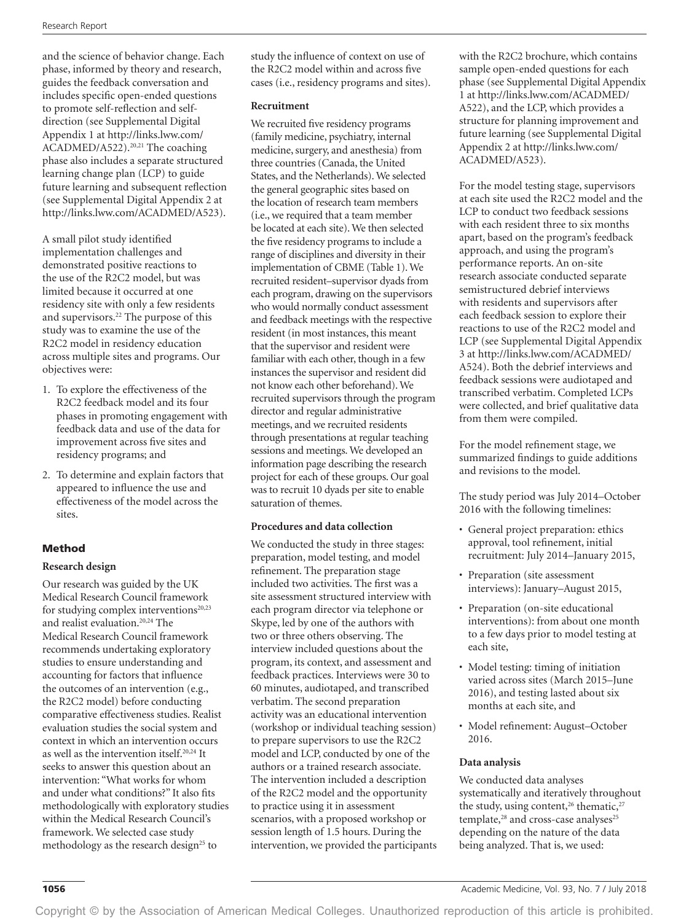and the science of behavior change. Each phase, informed by theory and research, guides the feedback conversation and includes specific open-ended questions to promote self-reflection and self-direction (see Supplemental Digital Appendix 1 at http://links.lww.com/ACADMED/A522).[20,21] The coaching phase also includes a separate structured learning change plan (LCP) to guide future learning and subsequent reflection (see Supplemental Digital Appendix 2 at http://links.lww.com/ACADMED/A523).

A small pilot study identified implementation challenges and demonstrated positive reactions to the use of the R2C2 model, but was limited because it occurred at one residency site with only a few residents and supervisors.[22] The purpose of this study was to examine the use of the R2C2 model in residency education across multiple sites and programs. Our objectives were:

1. To explore the effectiveness of the R2C2 feedback model and its four phases in promoting engagement with feedback data and use of the data for improvement across five sites and residency programs; and
2. To determine and explain factors that appeared to influence the use and effectiveness of the model across the sites.

## Method

### Research design

Our research was guided by the UK Medical Research Council framework for studying complex interventions[20,23] and realist evaluation.[20,24] The Medical Research Council framework recommends undertaking exploratory studies to ensure understanding and accounting for factors that influence the outcomes of an intervention (e.g., the R2C2 model) before conducting comparative effectiveness studies. Realist evaluation studies the social system and context in which an intervention occurs as well as the intervention itself.[20,24] It seeks to answer this question about an intervention: "What works for whom and under what conditions?" It also fits methodologically with exploratory studies within the Medical Research Council's framework. We selected case study methodology as the research design[25] to study the influence of context on use of the R2C2 model within and across five cases (i.e., residency programs and sites).

### Recruitment

We recruited five residency programs (family medicine, psychiatry, internal medicine, surgery, and anesthesia) from three countries (Canada, the United States, and the Netherlands). We selected the general geographic sites based on the location of research team members (i.e., we required that a team member be located at each site). We then selected the five residency programs to include a range of disciplines and diversity in their implementation of CBME (Table 1). We recruited resident–supervisor dyads from each program, drawing on the supervisors who would normally conduct assessment and feedback meetings with the respective resident (in most instances, this meant that the supervisor and resident were familiar with each other, though in a few instances the supervisor and resident did not know each other beforehand). We recruited supervisors through the program director and regular administrative meetings, and we recruited residents through presentations at regular teaching sessions and meetings. We developed an information page describing the research project for each of these groups. Our goal was to recruit 10 dyads per site to enable saturation of themes.

### Procedures and data collection

We conducted the study in three stages: preparation, model testing, and model refinement. The preparation stage included two activities. The first was a site assessment structured interview with each program director via telephone or Skype, led by one of the authors with two or three others observing. The interview included questions about the program, its context, and assessment and feedback practices. Interviews were 30 to 60 minutes, audiotaped, and transcribed verbatim. The second preparation activity was an educational intervention (workshop or individual teaching session) to prepare supervisors to use the R2C2 model and LCP, conducted by one of the authors or a trained research associate. The intervention included a description of the R2C2 model and the opportunity to practice using it in assessment scenarios, with a proposed workshop or session length of 1.5 hours. During the intervention, we provided the participants with the R2C2 brochure, which contains sample open-ended questions for each phase (see Supplemental Digital Appendix 1 at http://links.lww.com/ACADMED/A522), and the LCP, which provides a structure for planning improvement and future learning (see Supplemental Digital Appendix 2 at http://links.lww.com/ACADMED/A523).

For the model testing stage, supervisors at each site used the R2C2 model and the LCP to conduct two feedback sessions with each resident three to six months apart, based on the program's feedback approach, and using the program's performance reports. An on-site research associate conducted separate semistructured debrief interviews with residents and supervisors after each feedback session to explore their reactions to use of the R2C2 model and LCP (see Supplemental Digital Appendix 3 at http://links.lww.com/ACADMED/A524). Both the debrief interviews and feedback sessions were audiotaped and transcribed verbatim. Completed LCPs were collected, and brief qualitative data from them were compiled.

For the model refinement stage, we summarized findings to guide additions and revisions to the model.

The study period was July 2014–October 2016 with the following timelines:

- General project preparation: ethics approval, tool refinement, initial recruitment: July 2014–January 2015,
- Preparation (site assessment interviews): January–August 2015,
- Preparation (on-site educational interventions): from about one month to a few days prior to model testing at each site,
- Model testing: timing of initiation varied across sites (March 2015–June 2016), and testing lasted about six months at each site, and
- Model refinement: August–October 2016.

### Data analysis

We conducted data analyses systematically and iteratively throughout the study, using content,[26] thematic,[27] template,[28] and cross-case analyses[25] depending on the nature of the data being analyzed. That is, we used: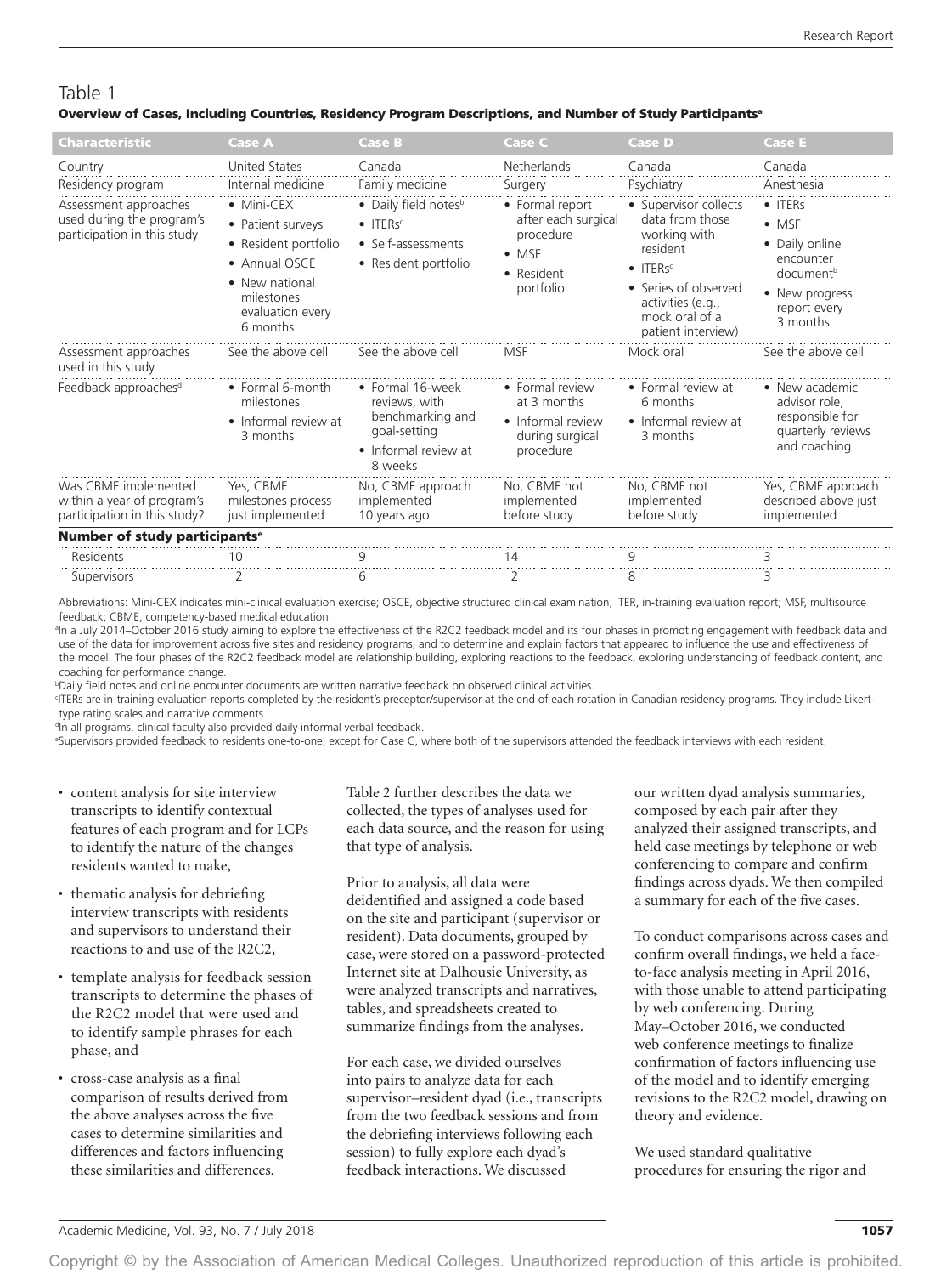## Table 1

**Overview of Cases, Including Countries, Residency Program Descriptions, and Number of Study Participants[a]**

| Characteristic | Case A | Case B | Case C | Case D | Case E |
|---|---|---|---|---|---|
| Country | United States | Canada | Netherlands | Canada | Canada |
| Residency program | Internal medicine | Family medicine | Surgery | Psychiatry | Anesthesia |
| Assessment approaches used during the program's participation in this study | • Mini-CEX • Patient surveys • Resident portfolio • Annual OSCE • New national milestones evaluation every 6 months | • Daily field notes[b] • ITERs[c] • Self-assessments • Resident portfolio | • Formal report after each surgical procedure • MSF • Resident portfolio | • Supervisor collects data from those working with resident • ITERs[c] • Series of observed activities (e.g., mock oral of a patient interview) | • ITERs • MSF • Daily online encounter document[b] • New progress report every 3 months |
| Assessment approaches used in this study | See the above cell | See the above cell | MSF | Mock oral | See the above cell |
| Feedback approaches[d] | • Formal 6-month milestones • Informal review at 3 months | • Formal 16-week reviews, with benchmarking and goal-setting • Informal review at 8 weeks | • Formal review at 3 months • Informal review during surgical procedure | • Formal review at 6 months • Informal review at 3 months | • New academic advisor role, responsible for quarterly reviews and coaching |
| Was CBME implemented within a year of program's participation in this study? | Yes, CBME milestones process just implemented | No, CBME approach implemented 10 years ago | No, CBME not implemented before study | No, CBME not implemented before study | Yes, CBME approach described above just implemented |
| **Number of study participants[e]** | | | | | |
| Residents | 10 | 9 | 14 | 9 | 3 |
| Supervisors | 2 | 6 | 2 | 8 | 3 |

Abbreviations: Mini-CEX indicates mini-clinical evaluation exercise; OSCE, objective structured clinical examination; ITER, in-training evaluation report; MSF, multisource feedback; CBME, competency-based medical education.

[a]In a July 2014–October 2016 study aiming to explore the effectiveness of the R2C2 feedback model and its four phases in promoting engagement with feedback data and use of the data for improvement across five sites and residency programs, and to determine and explain factors that appeared to influence the use and effectiveness of the model. The four phases of the R2C2 feedback model are relationship building, exploring reactions to the feedback, exploring understanding of feedback content, and coaching for performance change.

[b]Daily field notes and online encounter documents are written narrative feedback on observed clinical activities.

[c]ITERs are in-training evaluation reports completed by the resident's preceptor/supervisor at the end of each rotation in Canadian residency programs. They include Likert-type rating scales and narrative comments.

[d]In all programs, clinical faculty also provided daily informal verbal feedback.

[e]Supervisors provided feedback to residents one-to-one, except for Case C, where both of the supervisors attended the feedback interviews with each resident.

- content analysis for site interview transcripts to identify contextual features of each program and for LCPs to identify the nature of the changes residents wanted to make,
- thematic analysis for debriefing interview transcripts with residents and supervisors to understand their reactions to and use of the R2C2,
- template analysis for feedback session transcripts to determine the phases of the R2C2 model that were used and to identify sample phrases for each phase, and
- cross-case analysis as a final comparison of results derived from the above analyses across the five cases to determine similarities and differences and factors influencing these similarities and differences.

Table 2 further describes the data we collected, the types of analyses used for each data source, and the reason for using that type of analysis.

Prior to analysis, all data were deidentified and assigned a code based on the site and participant (supervisor or resident). Data documents, grouped by case, were stored on a password-protected Internet site at Dalhousie University, as were analyzed transcripts and narratives, tables, and spreadsheets created to summarize findings from the analyses.

For each case, we divided ourselves into pairs to analyze data for each supervisor–resident dyad (i.e., transcripts from the two feedback sessions and from the debriefing interviews following each session) to fully explore each dyad's feedback interactions. We discussed our written dyad analysis summaries, composed by each pair after they analyzed their assigned transcripts, and held case meetings by telephone or web conferencing to compare and confirm findings across dyads. We then compiled a summary for each of the five cases.

To conduct comparisons across cases and confirm overall findings, we held a face-to-face analysis meeting in April 2016, with those unable to attend participating by web conferencing. During May–October 2016, we conducted web conference meetings to finalize confirmation of factors influencing use of the model and to identify emerging revisions to the R2C2 model, drawing on theory and evidence.

We used standard qualitative procedures for ensuring the rigor and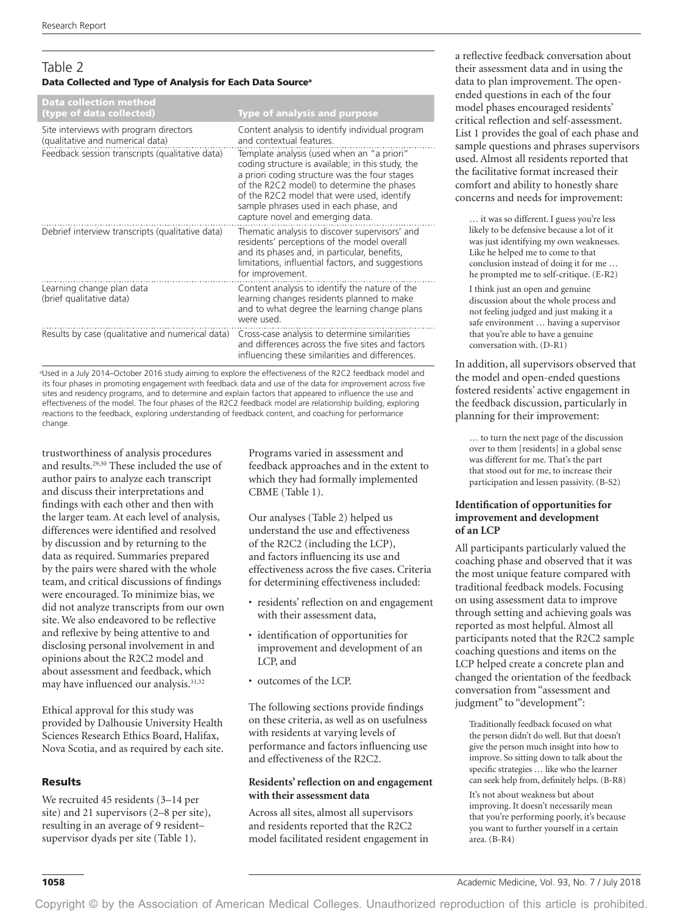## Table 2

**Data Collected and Type of Analysis for Each Data Source[a]**

| Data collection method (type of data collected) | Type of analysis and purpose |
|---|---|
| Site interviews with program directors (qualitative and numerical data) | Content analysis to identify individual program and contextual features. |
| Feedback session transcripts (qualitative data) | Template analysis (used when an "a priori" coding structure is available; in this study, the a priori coding structure was the four stages of the R2C2 model) to determine the phases of the R2C2 model that were used, identify sample phrases used in each phase, and capture novel and emerging data. |
| Debrief interview transcripts (qualitative data) | Thematic analysis to discover supervisors' and residents' perceptions of the model overall and its phases and, in particular, benefits, limitations, influential factors, and suggestions for improvement. |
| Learning change plan data (brief qualitative data) | Content analysis to identify the nature of the learning changes residents planned to make and to what degree the learning change plans were used. |
| Results by case (qualitative and numerical data) | Cross-case analysis to determine similarities and differences across the five sites and factors influencing these similarities and differences. |

[a]Used in a July 2014–October 2016 study aiming to explore the effectiveness of the R2C2 feedback model and its four phases in promoting engagement with feedback data and use of the data for improvement across five sites and residency programs, and to determine and explain factors that appeared to influence the use and effectiveness of the model. The four phases of the R2C2 feedback model are *r*elationship building, exploring *r*eactions to the feedback, exploring understanding of feedback *c*ontent, and *c*oaching for performance change.

trustworthiness of analysis procedures and results.[29,30] These included the use of author pairs to analyze each transcript and discuss their interpretations and findings with each other and then with the larger team. At each level of analysis, differences were identified and resolved by discussion and by returning to the data as required. Summaries prepared by the pairs were shared with the whole team, and critical discussions of findings were encouraged. To minimize bias, we did not analyze transcripts from our own site. We also endeavored to be reflective and reflexive by being attentive to and disclosing personal involvement in and opinions about the R2C2 model and about assessment and feedback, which may have influenced our analysis.[31,32]

Ethical approval for this study was provided by Dalhousie University Health Sciences Research Ethics Board, Halifax, Nova Scotia, and as required by each site.

## Results

We recruited 45 residents (3–14 per site) and 21 supervisors (2–8 per site), resulting in an average of 9 resident–supervisor dyads per site (Table 1).

Programs varied in assessment and feedback approaches and in the extent to which they had formally implemented CBME (Table 1).

Our analyses (Table 2) helped us understand the use and effectiveness of the R2C2 (including the LCP), and factors influencing its use and effectiveness across the five cases. Criteria for determining effectiveness included:

- residents' reflection on and engagement with their assessment data,
- identification of opportunities for improvement and development of an LCP, and
- outcomes of the LCP.

The following sections provide findings on these criteria, as well as on usefulness with residents at varying levels of performance and factors influencing use and effectiveness of the R2C2.

### Residents' reflection on and engagement with their assessment data

Across all sites, almost all supervisors and residents reported that the R2C2 model facilitated resident engagement in a reflective feedback conversation about their assessment data and in using the data to plan improvement. The open-ended questions in each of the four model phases encouraged residents' critical reflection and self-assessment. List 1 provides the goal of each phase and sample questions and phrases supervisors used. Almost all residents reported that the facilitative format increased their comfort and ability to honestly share concerns and needs for improvement:

> … it was so different. I guess you're less likely to be defensive because a lot of it was just identifying my own weaknesses. Like he helped me to come to that conclusion instead of doing it for me … he prompted me to self-critique. (E-R2)

> I think just an open and genuine discussion about the whole process and not feeling judged and just making it a safe environment … having a supervisor that you're able to have a genuine conversation with. (D-R1)

In addition, all supervisors observed that the model and open-ended questions fostered residents' active engagement in the feedback discussion, particularly in planning for their improvement:

> … to turn the next page of the discussion over to them [residents] in a global sense was different for me. That's the part that stood out for me, to increase their participation and lessen passivity. (B-S2)

### Identification of opportunities for improvement and development of an LCP

All participants particularly valued the coaching phase and observed that it was the most unique feature compared with traditional feedback models. Focusing on using assessment data to improve through setting and achieving goals was reported as most helpful. Almost all participants noted that the R2C2 sample coaching questions and items on the LCP helped create a concrete plan and changed the orientation of the feedback conversation from "assessment and judgment" to "development":

> Traditionally feedback focused on what the person didn't do well. But that doesn't give the person much insight into how to improve. So sitting down to talk about the specific strategies … like who the learner can seek help from, definitely helps. (B-R8)

> It's not about weakness but about improving. It doesn't necessarily mean that you're performing poorly, it's because you want to further yourself in a certain area. (B-R4)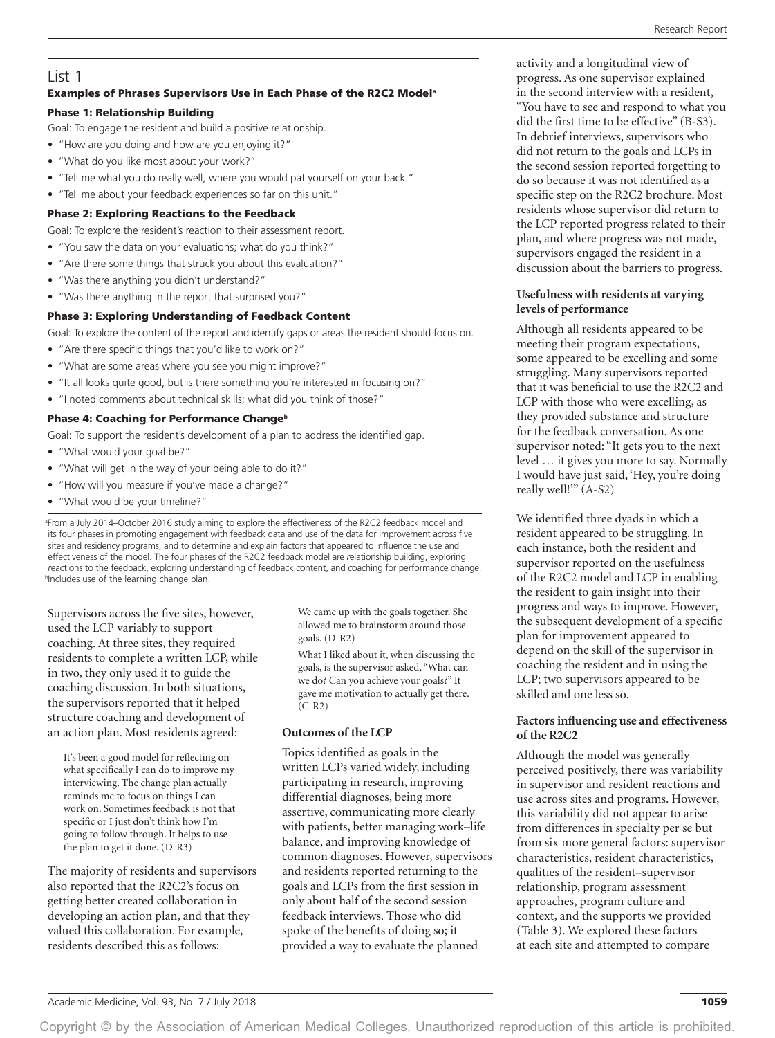## List 1

### Examples of Phrases Supervisors Use in Each Phase of the R2C2 Model[a]

#### Phase 1: Relationship Building

Goal: To engage the resident and build a positive relationship.

- "How are you doing and how are you enjoying it?"
- "What do you like most about your work?"
- "Tell me what you do really well, where you would pat yourself on your back."
- "Tell me about your feedback experiences so far on this unit."

#### Phase 2: Exploring Reactions to the Feedback

Goal: To explore the resident's reaction to their assessment report.

- "You saw the data on your evaluations; what do you think?"
- "Are there some things that struck you about this evaluation?"
- "Was there anything you didn't understand?"
- "Was there anything in the report that surprised you?"

#### Phase 3: Exploring Understanding of Feedback Content

Goal: To explore the content of the report and identify gaps or areas the resident should focus on.

- "Are there specific things that you'd like to work on?"
- "What are some areas where you see you might improve?"
- "It all looks quite good, but is there something you're interested in focusing on?"
- "I noted comments about technical skills; what did you think of those?"

#### Phase 4: Coaching for Performance Change[b]

Goal: To support the resident's development of a plan to address the identified gap.

- "What would your goal be?"
- "What will get in the way of your being able to do it?"
- "How will you measure if you've made a change?"
- "What would be your timeline?"

[a]From a July 2014–October 2016 study aiming to explore the effectiveness of the R2C2 feedback model and its four phases in promoting engagement with feedback data and use of the data for improvement across five sites and residency programs, and to determine and explain factors that appeared to influence the use and effectiveness of the model. The four phases of the R2C2 feedback model are relationship building, exploring reactions to the feedback, exploring understanding of feedback content, and coaching for performance change.
[b]Includes use of the learning change plan.

Supervisors across the five sites, however, used the LCP variably to support coaching. At three sites, they required residents to complete a written LCP, while in two, they only used it to guide the coaching discussion. In both situations, the supervisors reported that it helped structure coaching and development of an action plan. Most residents agreed:

> It's been a good model for reflecting on what specifically I can do to improve my interviewing. The change plan actually reminds me to focus on things I can work on. Sometimes feedback is not that specific or I just don't think how I'm going to follow through. It helps to use the plan to get it done. (D-R3)

The majority of residents and supervisors also reported that the R2C2's focus on getting better created collaboration in developing an action plan, and that they valued this collaboration. For example, residents described this as follows:

> We came up with the goals together. She allowed me to brainstorm around those goals. (D-R2)
>
> What I liked about it, when discussing the goals, is the supervisor asked, "What can we do? Can you achieve your goals?" It gave me motivation to actually get there. (C-R2)

### Outcomes of the LCP

Topics identified as goals in the written LCPs varied widely, including participating in research, improving differential diagnoses, being more assertive, communicating more clearly with patients, better managing work–life balance, and improving knowledge of common diagnoses. However, supervisors and residents reported returning to the goals and LCPs from the first session in only about half of the second session feedback interviews. Those who did spoke of the benefits of doing so; it provided a way to evaluate the planned activity and a longitudinal view of progress. As one supervisor explained in the second interview with a resident, "You have to see and respond to what you did the first time to be effective" (B-S3). In debrief interviews, supervisors who did not return to the goals and LCPs in the second session reported forgetting to do so because it was not identified as a specific step on the R2C2 brochure. Most residents whose supervisor did return to the LCP reported progress related to their plan, and where progress was not made, supervisors engaged the resident in a discussion about the barriers to progress.

### Usefulness with residents at varying levels of performance

Although all residents appeared to be meeting their program expectations, some appeared to be excelling and some struggling. Many supervisors reported that it was beneficial to use the R2C2 and LCP with those who were excelling, as they provided substance and structure for the feedback conversation. As one supervisor noted: "It gets you to the next level … it gives you more to say. Normally I would have just said, 'Hey, you're doing really well!'" (A-S2)

We identified three dyads in which a resident appeared to be struggling. In each instance, both the resident and supervisor reported on the usefulness of the R2C2 model and LCP in enabling the resident to gain insight into their progress and ways to improve. However, the subsequent development of a specific plan for improvement appeared to depend on the skill of the supervisor in coaching the resident and in using the LCP; two supervisors appeared to be skilled and one less so.

### Factors influencing use and effectiveness of the R2C2

Although the model was generally perceived positively, there was variability in supervisor and resident reactions and use across sites and programs. However, this variability did not appear to arise from differences in specialty per se but from six more general factors: supervisor characteristics, resident characteristics, qualities of the resident–supervisor relationship, program assessment approaches, program culture and context, and the supports we provided (Table 3). We explored these factors at each site and attempted to compare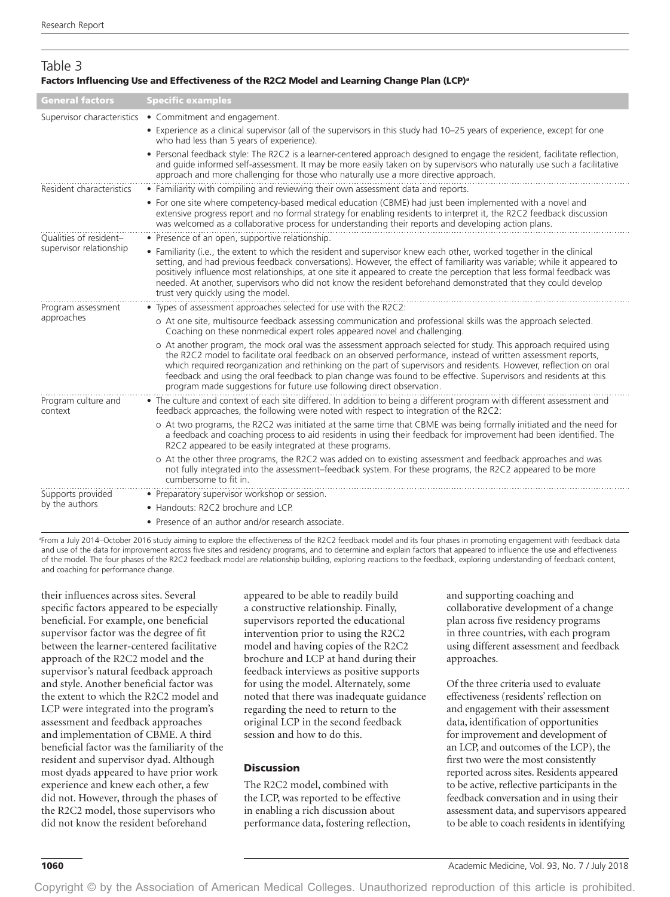## Table 3

**Factors Influencing Use and Effectiveness of the R2C2 Model and Learning Change Plan (LCP)[a]**

| General factors | Specific examples |
|---|---|
| Supervisor characteristics | • Commitment and engagement.<br>• Experience as a clinical supervisor (all of the supervisors in this study had 10–25 years of experience, except for one who had less than 5 years of experience).<br>• Personal feedback style: The R2C2 is a learner-centered approach designed to engage the resident, facilitate reflection, and guide informed self-assessment. It may be more easily taken on by supervisors who naturally use such a facilitative approach and more challenging for those who naturally use a more directive approach. |
| Resident characteristics | • Familiarity with compiling and reviewing their own assessment data and reports.<br>• For one site where competency-based medical education (CBME) had just been implemented with a novel and extensive progress report and no formal strategy for enabling residents to interpret it, the R2C2 feedback discussion was welcomed as a collaborative process for understanding their reports and developing action plans. |
| Qualities of resident–supervisor relationship | • Presence of an open, supportive relationship.<br>• Familiarity (i.e., the extent to which the resident and supervisor knew each other, worked together in the clinical setting, and had previous feedback conversations). However, the effect of familiarity was variable; while it appeared to positively influence most relationships, at one site it appeared to create the perception that less formal feedback was needed. At another, supervisors who did not know the resident beforehand demonstrated that they could develop trust very quickly using the model. |
| Program assessment approaches | • Types of assessment approaches selected for use with the R2C2:<br>o At one site, multisource feedback assessing communication and professional skills was the approach selected. Coaching on these nonmedical expert roles appeared novel and challenging.<br>o At another program, the mock oral was the assessment approach selected for study. This approach required using the R2C2 model to facilitate oral feedback on an observed performance, instead of written assessment reports, which required reorganization and rethinking on the part of supervisors and residents. However, reflection on oral feedback and using the oral feedback to plan change was found to be effective. Supervisors and residents at this program made suggestions for future use following direct observation. |
| Program culture and context | • The culture and context of each site differed. In addition to being a different program with different assessment and feedback approaches, the following were noted with respect to integration of the R2C2:<br>o At two programs, the R2C2 was initiated at the same time that CBME was being formally initiated and the need for a feedback and coaching process to aid residents in using their feedback for improvement had been identified. The R2C2 appeared to be easily integrated at these programs.<br>o At the other three programs, the R2C2 was added on to existing assessment and feedback approaches and was not fully integrated into the assessment–feedback system. For these programs, the R2C2 appeared to be more cumbersome to fit in. |
| Supports provided by the authors | • Preparatory supervisor workshop or session.<br>• Handouts: R2C2 brochure and LCP.<br>• Presence of an author and/or research associate. |

[a]From a July 2014–October 2016 study aiming to explore the effectiveness of the R2C2 feedback model and its four phases in promoting engagement with feedback data and use of the data for improvement across five sites and residency programs, and to determine and explain factors that appeared to influence the use and effectiveness of the model. The four phases of the R2C2 feedback model are relationship building, exploring reactions to the feedback, exploring understanding of feedback content, and coaching for performance change.

their influences across sites. Several specific factors appeared to be especially beneficial. For example, one beneficial supervisor factor was the degree of fit between the learner-centered facilitative approach of the R2C2 model and the supervisor's natural feedback approach and style. Another beneficial factor was the extent to which the R2C2 model and LCP were integrated into the program's assessment and feedback approaches and implementation of CBME. A third beneficial factor was the familiarity of the resident and supervisor dyad. Although most dyads appeared to have prior work experience and knew each other, a few did not. However, through the phases of the R2C2 model, those supervisors who did not know the resident beforehand appeared to be able to readily build a constructive relationship. Finally, supervisors reported the educational intervention prior to using the R2C2 model and having copies of the R2C2 brochure and LCP at hand during their feedback interviews as positive supports for using the model. Alternately, some noted that there was inadequate guidance regarding the need to return to the original LCP in the second feedback session and how to do this.

## Discussion

The R2C2 model, combined with the LCP, was reported to be effective in enabling a rich discussion about performance data, fostering reflection, and supporting coaching and collaborative development of a change plan across five residency programs in three countries, with each program using different assessment and feedback approaches.

Of the three criteria used to evaluate effectiveness (residents' reflection on and engagement with their assessment data, identification of opportunities for improvement and development of an LCP, and outcomes of the LCP), the first two were the most consistently reported across sites. Residents appeared to be active, reflective participants in the feedback conversation and in using their assessment data, and supervisors appeared to be able to coach residents in identifying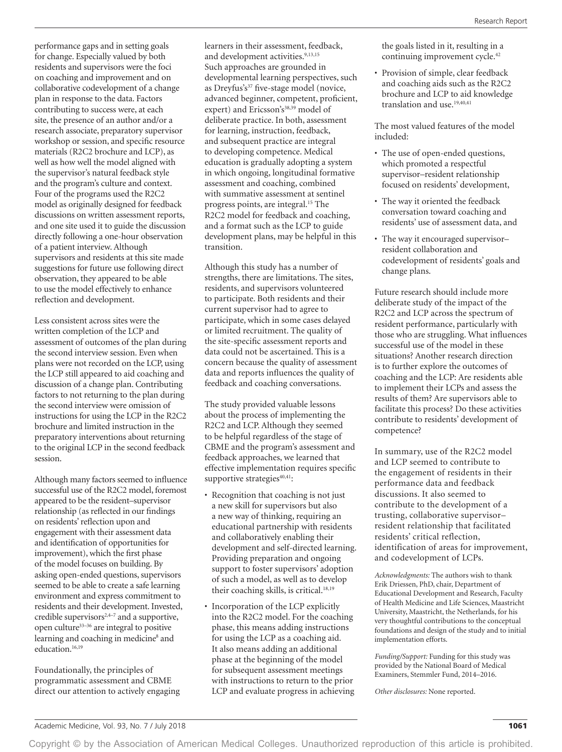performance gaps and in setting goals for change. Especially valued by both residents and supervisors were the foci on coaching and improvement and on collaborative codevelopment of a change plan in response to the data. Factors contributing to success were, at each site, the presence of an author and/or a research associate, preparatory supervisor workshop or session, and specific resource materials (R2C2 brochure and LCP), as well as how well the model aligned with the supervisor's natural feedback style and the program's culture and context. Four of the programs used the R2C2 model as originally designed for feedback discussions on written assessment reports, and one site used it to guide the discussion directly following a one-hour observation of a patient interview. Although supervisors and residents at this site made suggestions for future use following direct observation, they appeared to be able to use the model effectively to enhance reflection and development.

Less consistent across sites were the written completion of the LCP and assessment of outcomes of the plan during the second interview session. Even when plans were not recorded on the LCP, using the LCP still appeared to aid coaching and discussion of a change plan. Contributing factors to not returning to the plan during the second interview were omission of instructions for using the LCP in the R2C2 brochure and limited instruction in the preparatory interventions about returning to the original LCP in the second feedback session.

Although many factors seemed to influence successful use of the R2C2 model, foremost appeared to be the resident–supervisor relationship (as reflected in our findings on residents' reflection upon and engagement with their assessment data and identification of opportunities for improvement), which the first phase of the model focuses on building. By asking open-ended questions, supervisors seemed to be able to create a safe learning environment and express commitment to residents and their development. Invested, credible supervisors[2,4–7] and a supportive, open culture[33–36] are integral to positive learning and coaching in medicine[8] and education.[16,19]

Foundationally, the principles of programmatic assessment and CBME direct our attention to actively engaging learners in their assessment, feedback, and development activities.[9,13,15] Such approaches are grounded in developmental learning perspectives, such as Dreyfus's[37] five-stage model (novice, advanced beginner, competent, proficient, expert) and Ericsson's[38,39] model of deliberate practice. In both, assessment for learning, instruction, feedback, and subsequent practice are integral to developing competence. Medical education is gradually adopting a system in which ongoing, longitudinal formative assessment and coaching, combined with summative assessment at sentinel progress points, are integral.[15] The R2C2 model for feedback and coaching, and a format such as the LCP to guide development plans, may be helpful in this transition.

Although this study has a number of strengths, there are limitations. The sites, residents, and supervisors volunteered to participate. Both residents and their current supervisor had to agree to participate, which in some cases delayed or limited recruitment. The quality of the site-specific assessment reports and data could not be ascertained. This is a concern because the quality of assessment data and reports influences the quality of feedback and coaching conversations.

The study provided valuable lessons about the process of implementing the R2C2 and LCP. Although they seemed to be helpful regardless of the stage of CBME and the program's assessment and feedback approaches, we learned that effective implementation requires specific supportive strategies[40,41]:

- Recognition that coaching is not just a new skill for supervisors but also a new way of thinking, requiring an educational partnership with residents and collaboratively enabling their development and self-directed learning. Providing preparation and ongoing support to foster supervisors' adoption of such a model, as well as to develop their coaching skills, is critical.[18,19]
- Incorporation of the LCP explicitly into the R2C2 model. For the coaching phase, this means adding instructions for using the LCP as a coaching aid. It also means adding an additional phase at the beginning of the model for subsequent assessment meetings with instructions to return to the prior LCP and evaluate progress in achieving the goals listed in it, resulting in a continuing improvement cycle.[42]
- Provision of simple, clear feedback and coaching aids such as the R2C2 brochure and LCP to aid knowledge translation and use.[19,40,41]

The most valued features of the model included:

- The use of open-ended questions, which promoted a respectful supervisor–resident relationship focused on residents' development,
- The way it oriented the feedback conversation toward coaching and residents' use of assessment data, and
- The way it encouraged supervisor–resident collaboration and codevelopment of residents' goals and change plans.

Future research should include more deliberate study of the impact of the R2C2 and LCP across the spectrum of resident performance, particularly with those who are struggling. What influences successful use of the model in these situations? Another research direction is to further explore the outcomes of coaching and the LCP: Are residents able to implement their LCPs and assess the results of them? Are supervisors able to facilitate this process? Do these activities contribute to residents' development of competence?

In summary, use of the R2C2 model and LCP seemed to contribute to the engagement of residents in their performance data and feedback discussions. It also seemed to contribute to the development of a trusting, collaborative supervisor–resident relationship that facilitated residents' critical reflection, identification of areas for improvement, and codevelopment of LCPs.

*Acknowledgments:* The authors wish to thank Erik Driessen, PhD, chair, Department of Educational Development and Research, Faculty of Health Medicine and Life Sciences, Maastricht University, Maastricht, the Netherlands, for his very thoughtful contributions to the conceptual foundations and design of the study and to initial implementation efforts.

*Funding/Support:* Funding for this study was provided by the National Board of Medical Examiners, Stemmler Fund, 2014–2016.

*Other disclosures:* None reported.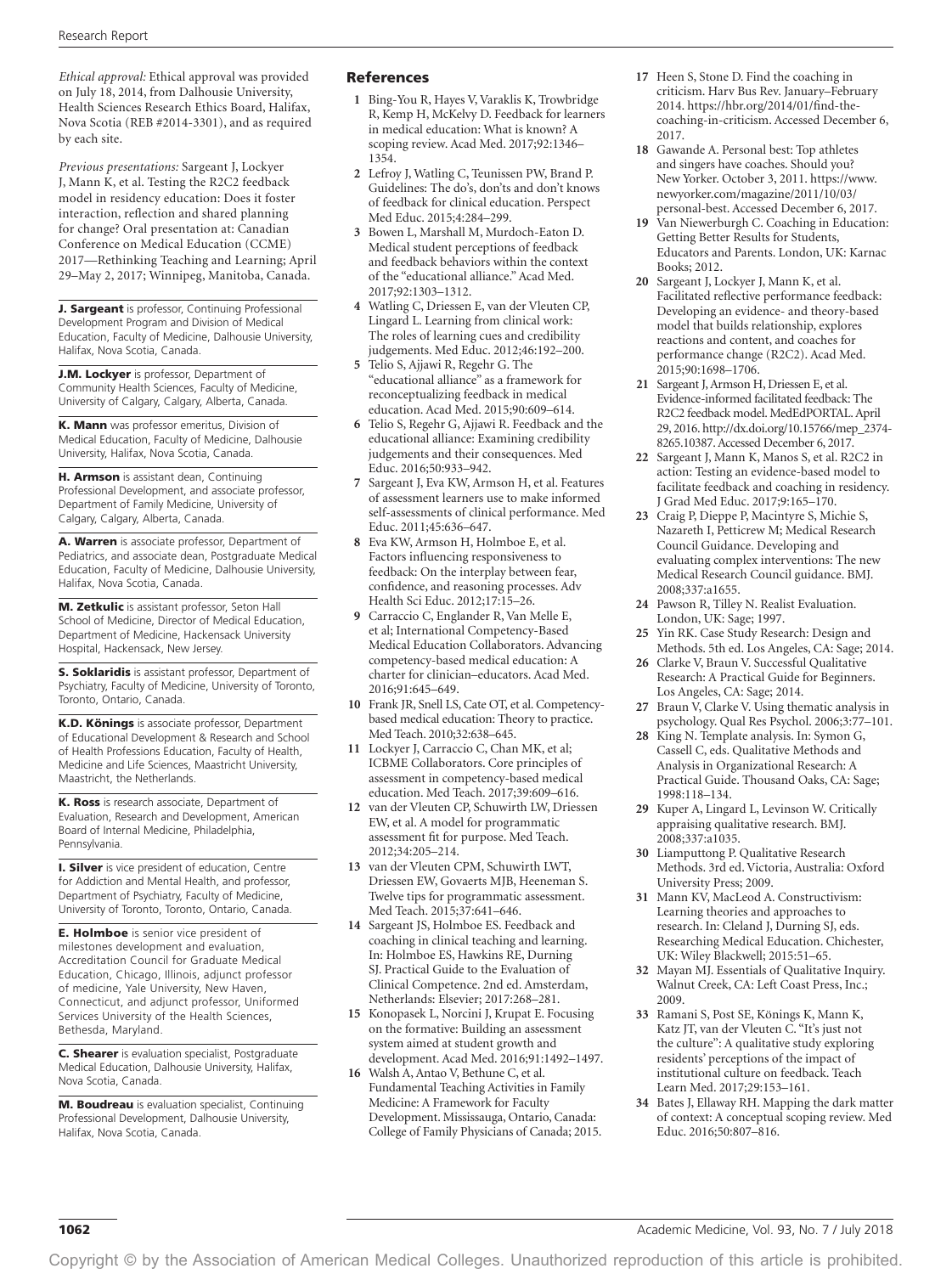*Ethical approval:* Ethical approval was provided on July 18, 2014, from Dalhousie University, Health Sciences Research Ethics Board, Halifax, Nova Scotia (REB #2014-3301), and as required by each site.

*Previous presentations:* Sargeant J, Lockyer J, Mann K, et al. Testing the R2C2 feedback model in residency education: Does it foster interaction, reflection and shared planning for change? Oral presentation at: Canadian Conference on Medical Education (CCME) 2017—Rethinking Teaching and Learning; April 29–May 2, 2017; Winnipeg, Manitoba, Canada.

**J. Sargeant** is professor, Continuing Professional Development Program and Division of Medical Education, Faculty of Medicine, Dalhousie University, Halifax, Nova Scotia, Canada.

**J.M. Lockyer** is professor, Department of Community Health Sciences, Faculty of Medicine, University of Calgary, Calgary, Alberta, Canada.

**K. Mann** was professor emeritus, Division of Medical Education, Faculty of Medicine, Dalhousie University, Halifax, Nova Scotia, Canada.

**H. Armson** is assistant dean, Continuing Professional Development, and associate professor, Department of Family Medicine, University of Calgary, Calgary, Alberta, Canada.

**A. Warren** is associate professor, Department of Pediatrics, and associate dean, Postgraduate Medical Education, Faculty of Medicine, Dalhousie University, Halifax, Nova Scotia, Canada.

**M. Zetkulic** is assistant professor, Seton Hall School of Medicine, Director of Medical Education, Department of Medicine, Hackensack University Hospital, Hackensack, New Jersey.

**S. Soklaridis** is assistant professor, Department of Psychiatry, Faculty of Medicine, University of Toronto, Toronto, Ontario, Canada.

**K.D. Könings** is associate professor, Department of Educational Development & Research and School of Health Professions Education, Faculty of Health, Medicine and Life Sciences, Maastricht University, Maastricht, the Netherlands.

**K. Ross** is research associate, Department of Evaluation, Research and Development, American Board of Internal Medicine, Philadelphia, Pennsylvania.

**I. Silver** is vice president of education, Centre for Addiction and Mental Health, and professor, Department of Psychiatry, Faculty of Medicine, University of Toronto, Toronto, Ontario, Canada.

**E. Holmboe** is senior vice president of milestones development and evaluation, Accreditation Council for Graduate Medical Education, Chicago, Illinois, adjunct professor of medicine, Yale University, New Haven, Connecticut, and adjunct professor, Uniformed Services University of the Health Sciences, Bethesda, Maryland.

**C. Shearer** is evaluation specialist, Postgraduate Medical Education, Dalhousie University, Halifax, Nova Scotia, Canada.

**M. Boudreau** is evaluation specialist, Continuing Professional Development, Dalhousie University, Halifax, Nova Scotia, Canada.

## References

1. Bing-You R, Hayes V, Varaklis K, Trowbridge R, Kemp H, McKelvy D. Feedback for learners in medical education: What is known? A scoping review. Acad Med. 2017;92:1346–1354.
2. Lefroy J, Watling C, Teunissen PW, Brand P. Guidelines: The do's, don'ts and don't knows of feedback for clinical education. Perspect Med Educ. 2015;4:284–299.
3. Bowen L, Marshall M, Murdoch-Eaton D. Medical student perceptions of feedback and feedback behaviors within the context of the "educational alliance." Acad Med. 2017;92:1303–1312.
4. Watling C, Driessen E, van der Vleuten CP, Lingard L. Learning from clinical work: The roles of learning cues and credibility judgements. Med Educ. 2012;46:192–200.
5. Telio S, Ajjawi R, Regehr G. The "educational alliance" as a framework for reconceptualizing feedback in medical education. Acad Med. 2015;90:609–614.
6. Telio S, Regehr G, Ajjawi R. Feedback and the educational alliance: Examining credibility judgements and their consequences. Med Educ. 2016;50:933–942.
7. Sargeant J, Eva KW, Armson H, et al. Features of assessment learners use to make informed self-assessments of clinical performance. Med Educ. 2011;45:636–647.
8. Eva KW, Armson H, Holmboe E, et al. Factors influencing responsiveness to feedback: On the interplay between fear, confidence, and reasoning processes. Adv Health Sci Educ. 2012;17:15–26.
9. Carraccio C, Englander R, Van Melle E, et al; International Competency-Based Medical Education Collaborators. Advancing competency-based medical education: A charter for clinician–educators. Acad Med. 2016;91:645–649.
10. Frank JR, Snell LS, Cate OT, et al. Competency-based medical education: Theory to practice. Med Teach. 2010;32:638–645.
11. Lockyer J, Carraccio C, Chan MK, et al; ICBME Collaborators. Core principles of assessment in competency-based medical education. Med Teach. 2017;39:609–616.
12. van der Vleuten CP, Schuwirth LW, Driessen EW, et al. A model for programmatic assessment fit for purpose. Med Teach. 2012;34:205–214.
13. van der Vleuten CPM, Schuwirth LWT, Driessen EW, Govaerts MJB, Heeneman S. Twelve tips for programmatic assessment. Med Teach. 2015;37:641–646.
14. Sargeant JS, Holmboe ES. Feedback and coaching in clinical teaching and learning. In: Holmboe ES, Hawkins RE, Durning SJ. Practical Guide to the Evaluation of Clinical Competence. 2nd ed. Amsterdam, Netherlands: Elsevier; 2017:268–281.
15. Konopasek L, Norcini J, Krupat E. Focusing on the formative: Building an assessment system aimed at student growth and development. Acad Med. 2016;91:1492–1497.
16. Walsh A, Antao V, Bethune C, et al. Fundamental Teaching Activities in Family Medicine: A Framework for Faculty Development. Mississauga, Ontario, Canada: College of Family Physicians of Canada; 2015.
17. Heen S, Stone D. Find the coaching in criticism. Harv Bus Rev. January–February 2014. https://hbr.org/2014/01/find-the-coaching-in-criticism. Accessed December 6, 2017.
18. Gawande A. Personal best: Top athletes and singers have coaches. Should you? New Yorker. October 3, 2011. https://www.newyorker.com/magazine/2011/10/03/personal-best. Accessed December 6, 2017.
19. Van Niewerburgh C. Coaching in Education: Getting Better Results for Students, Educators and Parents. London, UK: Karnac Books; 2012.
20. Sargeant J, Lockyer J, Mann K, et al. Facilitated reflective performance feedback: Developing an evidence- and theory-based model that builds relationship, explores reactions and content, and coaches for performance change (R2C2). Acad Med. 2015;90:1698–1706.
21. Sargeant J, Armson H, Driessen E, et al. Evidence-informed facilitated feedback: The R2C2 feedback model. MedEdPORTAL. April 29, 2016. http://dx.doi.org/10.15766/mep_2374-8265.10387. Accessed December 6, 2017.
22. Sargeant J, Mann K, Manos S, et al. R2C2 in action: Testing an evidence-based model to facilitate feedback and coaching in residency. J Grad Med Educ. 2017;9:165–170.
23. Craig P, Dieppe P, Macintyre S, Michie S, Nazareth I, Petticrew M; Medical Research Council Guidance. Developing and evaluating complex interventions: The new Medical Research Council guidance. BMJ. 2008;337:a1655.
24. Pawson R, Tilley N. Realist Evaluation. London, UK: Sage; 1997.
25. Yin RK. Case Study Research: Design and Methods. 5th ed. Los Angeles, CA: Sage; 2014.
26. Clarke V, Braun V. Successful Qualitative Research: A Practical Guide for Beginners. Los Angeles, CA: Sage; 2014.
27. Braun V, Clarke V. Using thematic analysis in psychology. Qual Res Psychol. 2006;3:77–101.
28. King N. Template analysis. In: Symon G, Cassell C, eds. Qualitative Methods and Analysis in Organizational Research: A Practical Guide. Thousand Oaks, CA: Sage; 1998:118–134.
29. Kuper A, Lingard L, Levinson W. Critically appraising qualitative research. BMJ. 2008;337:a1035.
30. Liamputtong P. Qualitative Research Methods. 3rd ed. Victoria, Australia: Oxford University Press; 2009.
31. Mann KV, MacLeod A. Constructivism: Learning theories and approaches to research. In: Cleland J, Durning SJ, eds. Researching Medical Education. Chichester, UK: Wiley Blackwell; 2015:51–65.
32. Mayan MJ. Essentials of Qualitative Inquiry. Walnut Creek, CA: Left Coast Press, Inc.; 2009.
33. Ramani S, Post SE, Könings K, Mann K, Katz JT, van der Vleuten C. "It's just not the culture": A qualitative study exploring residents' perceptions of the impact of institutional culture on feedback. Teach Learn Med. 2017;29:153–161.
34. Bates J, Ellaway RH. Mapping the dark matter of context: A conceptual scoping review. Med Educ. 2016;50:807–816.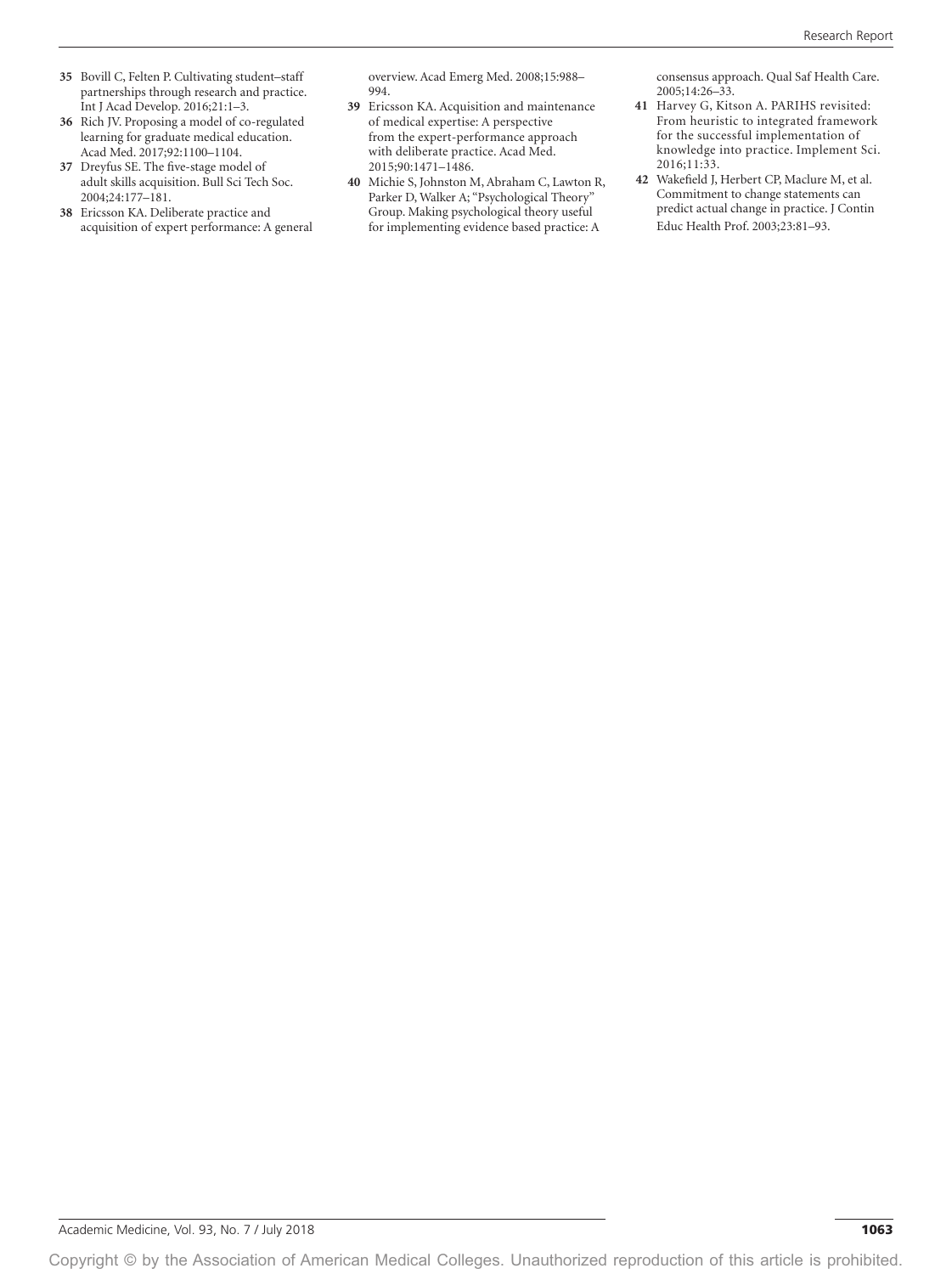35 Bovill C, Felten P. Cultivating student–staff partnerships through research and practice. Int J Acad Develop. 2016;21:1–3.

36 Rich JV. Proposing a model of co-regulated learning for graduate medical education. Acad Med. 2017;92:1100–1104.

37 Dreyfus SE. The five-stage model of adult skills acquisition. Bull Sci Tech Soc. 2004;24:177–181.

38 Ericsson KA. Deliberate practice and acquisition of expert performance: A general overview. Acad Emerg Med. 2008;15:988–994.

39 Ericsson KA. Acquisition and maintenance of medical expertise: A perspective from the expert-performance approach with deliberate practice. Acad Med. 2015;90:1471–1486.

40 Michie S, Johnston M, Abraham C, Lawton R, Parker D, Walker A; "Psychological Theory" Group. Making psychological theory useful for implementing evidence based practice: A consensus approach. Qual Saf Health Care. 2005;14:26–33.

41 Harvey G, Kitson A. PARIHS revisited: From heuristic to integrated framework for the successful implementation of knowledge into practice. Implement Sci. 2016;11:33.

42 Wakefield J, Herbert CP, Maclure M, et al. Commitment to change statements can predict actual change in practice. J Contin Educ Health Prof. 2003;23:81–93.